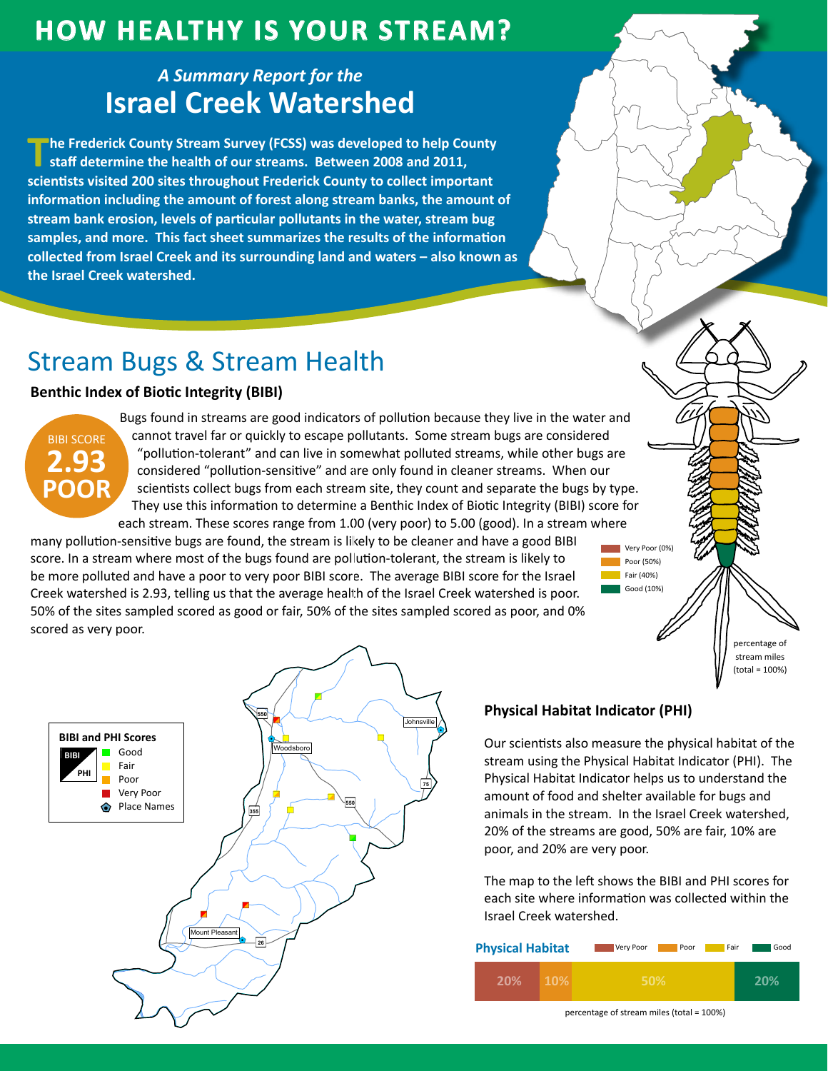# HOW HEALTHY IS YOUR STREAM?

*A Summary Report for the*

## Israel Creek Watershed

**The Frederick County Stream Survey (FCSS) was developed to help County staff determine the health of our streams. Between 2008 and 2011, scientists visited 200 sites throughout Frederick County to collect important information including the amount of forest along stream banks, the amount of stream bank erosion, levels of particular pollutants in the water, stream bug samples, and more. This fact sheet summarizes the results of the information collected from Israel Creek and its surrounding land and waters – also known as the Israel Creek watershed.**

## Stream Bugs & Stream Health

### Benthic Index of Biotic Integrity (BIBI)

BIBI SCORE **2.93** **POOR**

Bugs found in streams are good indicators of pollution because they live in the water and cannot travel far or quickly to escape pollutants. Some stream bugs are considered "pollution-tolerant" and can live in somewhat polluted streams, while other bugs are considered "pollution-sensitive" and are only found in cleaner streams. When our scientists collect bugs from each stream site, they count and separate the bugs by type. They use this information to determine a Benthic Index of Biotic Integrity (BIBI) score for each stream. These scores range from 1.00 (very poor) to 5.00 (good). In a stream where many pollution-sensitive bugs are found, the stream is likely to be cleaner and have a good BIBI score. In a stream where most of the bugs found are pollution-tolerant, the stream is likely to be more polluted and have a poor to very poor BIBI score. The average BIBI score for the Israel Creek watershed is 2.93, telling us that the average health of the Israel Creek watershed is poor. 50% of the sites sampled scored as good or fair, 50% of the sites sampled scored as poor, and 0% scored as very poor.

- Very Poor (0%)
- Poor (50%)
- Fair (40%)
- Good (10%)

percentage of stream miles (total = 100%)

**BIBI and PHI Scores**

- Good
- Fair
- Poor
- Very Poor
- Place Names

### Physical Habitat Indicator (PHI)

Our scientists also measure the physical habitat of the stream using the Physical Habitat Indicator (PHI). The Physical Habitat Indicator helps us to understand the amount of food and shelter available for bugs and animals in the stream. In the Israel Creek watershed, 20% of the streams are good, 50% are fair, 10% are poor, and 20% are very poor.

The map to the left shows the BIBI and PHI scores for each site where information was collected within the Israel Creek watershed.

**Physical Habitat**

| Very Poor | Poor | Fair | Good |
|---|---|---|---|
| 20% | 10% | 50% | 20% |

percentage of stream miles (total = 100%)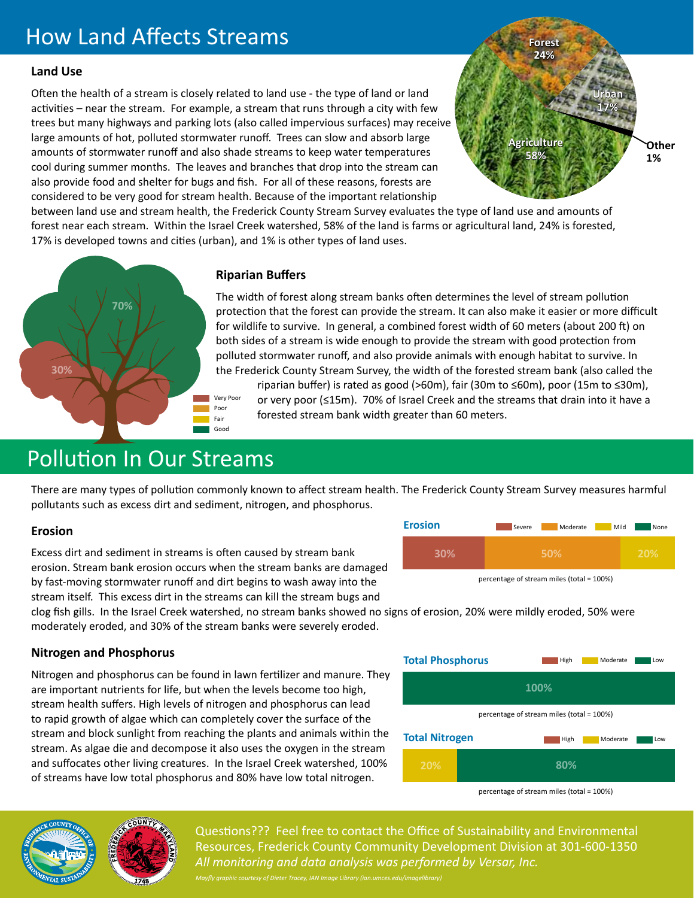# How Land Affects Streams

### Land Use

Often the health of a stream is closely related to land use - the type of land or land activities – near the stream. For example, a stream that runs through a city with few trees but many highways and parking lots (also called impervious surfaces) may receive large amounts of hot, polluted stormwater runoff. Trees can slow and absorb large amounts of stormwater runoff and also shade streams to keep water temperatures cool during summer months. The leaves and branches that drop into the stream can also provide food and shelter for bugs and fish. For all of these reasons, forests are considered to be very good for stream health. Because of the important relationship between land use and stream health, the Frederick County Stream Survey evaluates the type of land use and amounts of forest near each stream. Within the Israel Creek watershed, 58% of the land is farms or agricultural land, 24% is forested, 17% is developed towns and cities (urban), and 1% is other types of land uses.

Forest 24%
Urban 17%
Agriculture 58%
Other 1%

### Riparian Buffers

70%
30%
Very Poor
Poor
Fair
Good

The width of forest along stream banks often determines the level of stream pollution protection that the forest can provide the stream. It can also make it easier or more difficult for wildlife to survive. In general, a combined forest width of 60 meters (about 200 ft) on both sides of a stream is wide enough to provide the stream with good protection from polluted stormwater runoff, and also provide animals with enough habitat to survive. In the Frederick County Stream Survey, the width of the forested stream bank (also called the riparian buffer) is rated as good (>60m), fair (30m to ≤60m), poor (15m to ≤30m), or very poor (≤15m). 70% of Israel Creek and the streams that drain into it have a forested stream bank width greater than 60 meters.

# Pollution In Our Streams

There are many types of pollution commonly known to affect stream health. The Frederick County Stream Survey measures harmful pollutants such as excess dirt and sediment, nitrogen, and phosphorus.

### Erosion

Erosion
Severe Moderate Mild None
30% 50% 20%
percentage of stream miles (total = 100%)

Excess dirt and sediment in streams is often caused by stream bank erosion. Stream bank erosion occurs when the stream banks are damaged by fast-moving stormwater runoff and dirt begins to wash away into the stream itself. This excess dirt in the streams can kill the stream bugs and clog fish gills. In the Israel Creek watershed, no stream banks showed no signs of erosion, 20% were mildly eroded, 50% were moderately eroded, and 30% of the stream banks were severely eroded.

### Nitrogen and Phosphorus

Nitrogen and phosphorus can be found in lawn fertilizer and manure. They are important nutrients for life, but when the levels become too high, stream health suffers. High levels of nitrogen and phosphorus can lead to rapid growth of algae which can completely cover the surface of the stream and block sunlight from reaching the plants and animals within the stream. As algae die and decompose it also uses the oxygen in the stream and suffocates other living creatures. In the Israel Creek watershed, 100% of streams have low total phosphorus and 80% have low total nitrogen.

Total Phosphorus
High Moderate Low
100%
percentage of stream miles (total = 100%)

Total Nitrogen
High Moderate Low
20% 80%
percentage of stream miles (total = 100%)

Questions??? Feel free to contact the Office of Sustainability and Environmental Resources, Frederick County Community Development Division at 301-600-1350

*All monitoring and data analysis was performed by Versar, Inc.*

*Mayfly graphic courtesy of Dieter Tracey, IAN Image Library (ian.umces.edu/imagelibrary)*